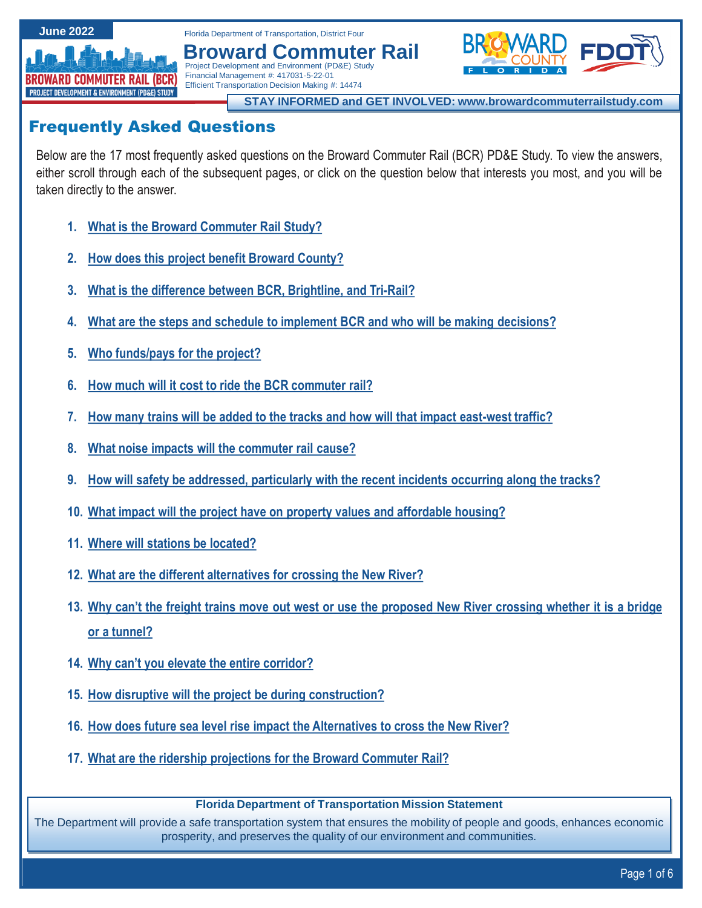June 2022

Florida Department of Transportation, District Four

# Broward Commuter Rail

Project Development and Environment (PD&E) Study
Financial Management #: 417031-5-22-01
Efficient Transportation Decision Making #: 14474

**STAY INFORMED and GET INVOLVED: www.browardcommuterrailstudy.com**

## Frequently Asked Questions

Below are the 17 most frequently asked questions on the Broward Commuter Rail (BCR) PD&E Study. To view the answers, either scroll through each of the subsequent pages, or click on the question below that interests you most, and you will be taken directly to the answer.

1. What is the Broward Commuter Rail Study?
2. How does this project benefit Broward County?
3. What is the difference between BCR, Brightline, and Tri-Rail?
4. What are the steps and schedule to implement BCR and who will be making decisions?
5. Who funds/pays for the project?
6. How much will it cost to ride the BCR commuter rail?
7. How many trains will be added to the tracks and how will that impact east-west traffic?
8. What noise impacts will the commuter rail cause?
9. How will safety be addressed, particularly with the recent incidents occurring along the tracks?
10. What impact will the project have on property values and affordable housing?
11. Where will stations be located?
12. What are the different alternatives for crossing the New River?
13. Why can't the freight trains move out west or use the proposed New River crossing whether it is a bridge or a tunnel?
14. Why can't you elevate the entire corridor?
15. How disruptive will the project be during construction?
16. How does future sea level rise impact the Alternatives to cross the New River?
17. What are the ridership projections for the Broward Commuter Rail?

**Florida Department of Transportation Mission Statement**

The Department will provide a safe transportation system that ensures the mobility of people and goods, enhances economic prosperity, and preserves the quality of our environment and communities.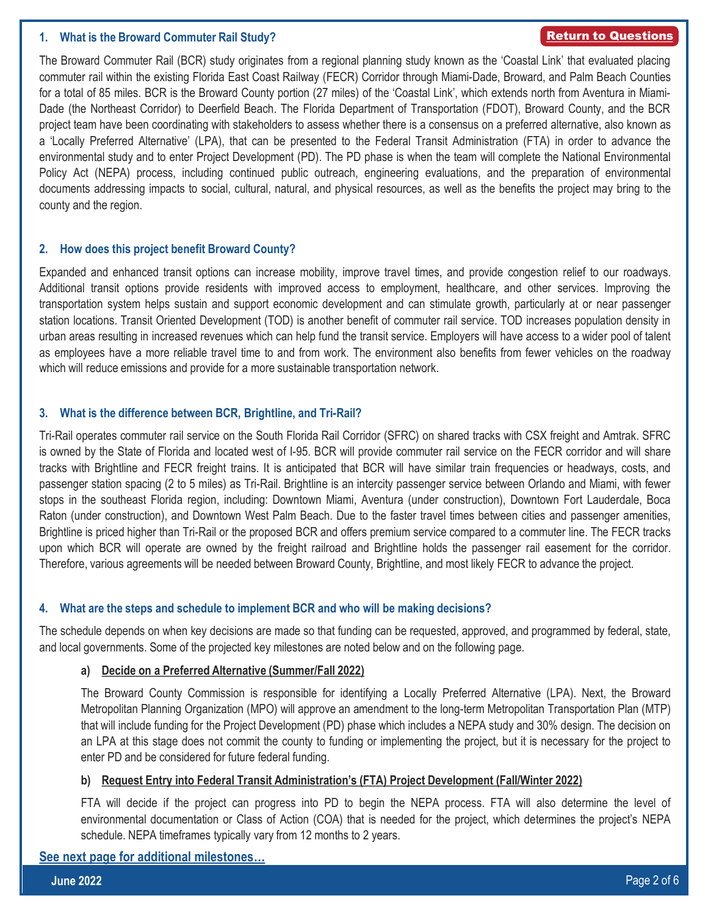### 1. What is the Broward Commuter Rail Study?

Return to Questions

The Broward Commuter Rail (BCR) study originates from a regional planning study known as the 'Coastal Link' that evaluated placing commuter rail within the existing Florida East Coast Railway (FECR) Corridor through Miami-Dade, Broward, and Palm Beach Counties for a total of 85 miles. BCR is the Broward County portion (27 miles) of the 'Coastal Link', which extends north from Aventura in Miami-Dade (the Northeast Corridor) to Deerfield Beach. The Florida Department of Transportation (FDOT), Broward County, and the BCR project team have been coordinating with stakeholders to assess whether there is a consensus on a preferred alternative, also known as a 'Locally Preferred Alternative' (LPA), that can be presented to the Federal Transit Administration (FTA) in order to advance the environmental study and to enter Project Development (PD). The PD phase is when the team will complete the National Environmental Policy Act (NEPA) process, including continued public outreach, engineering evaluations, and the preparation of environmental documents addressing impacts to social, cultural, natural, and physical resources, as well as the benefits the project may bring to the county and the region.

### 2. How does this project benefit Broward County?

Expanded and enhanced transit options can increase mobility, improve travel times, and provide congestion relief to our roadways. Additional transit options provide residents with improved access to employment, healthcare, and other services. Improving the transportation system helps sustain and support economic development and can stimulate growth, particularly at or near passenger station locations. Transit Oriented Development (TOD) is another benefit of commuter rail service. TOD increases population density in urban areas resulting in increased revenues which can help fund the transit service. Employers will have access to a wider pool of talent as employees have a more reliable travel time to and from work. The environment also benefits from fewer vehicles on the roadway which will reduce emissions and provide for a more sustainable transportation network.

### 3. What is the difference between BCR, Brightline, and Tri-Rail?

Tri-Rail operates commuter rail service on the South Florida Rail Corridor (SFRC) on shared tracks with CSX freight and Amtrak. SFRC is owned by the State of Florida and located west of I-95. BCR will provide commuter rail service on the FECR corridor and will share tracks with Brightline and FECR freight trains. It is anticipated that BCR will have similar train frequencies or headways, costs, and passenger station spacing (2 to 5 miles) as Tri-Rail. Brightline is an intercity passenger service between Orlando and Miami, with fewer stops in the southeast Florida region, including: Downtown Miami, Aventura (under construction), Downtown Fort Lauderdale, Boca Raton (under construction), and Downtown West Palm Beach. Due to the faster travel times between cities and passenger amenities, Brightline is priced higher than Tri-Rail or the proposed BCR and offers premium service compared to a commuter line. The FECR tracks upon which BCR will operate are owned by the freight railroad and Brightline holds the passenger rail easement for the corridor. Therefore, various agreements will be needed between Broward County, Brightline, and most likely FECR to advance the project.

### 4. What are the steps and schedule to implement BCR and who will be making decisions?

The schedule depends on when key decisions are made so that funding can be requested, approved, and programmed by federal, state, and local governments. Some of the projected key milestones are noted below and on the following page.

**a) Decide on a Preferred Alternative (Summer/Fall 2022)**

The Broward County Commission is responsible for identifying a Locally Preferred Alternative (LPA). Next, the Broward Metropolitan Planning Organization (MPO) will approve an amendment to the long-term Metropolitan Transportation Plan (MTP) that will include funding for the Project Development (PD) phase which includes a NEPA study and 30% design. The decision on an LPA at this stage does not commit the county to funding or implementing the project, but it is necessary for the project to enter PD and be considered for future federal funding.

**b) Request Entry into Federal Transit Administration's (FTA) Project Development (Fall/Winter 2022)**

FTA will decide if the project can progress into PD to begin the NEPA process. FTA will also determine the level of environmental documentation or Class of Action (COA) that is needed for the project, which determines the project's NEPA schedule. NEPA timeframes typically vary from 12 months to 2 years.

See next page for additional milestones…

June 2022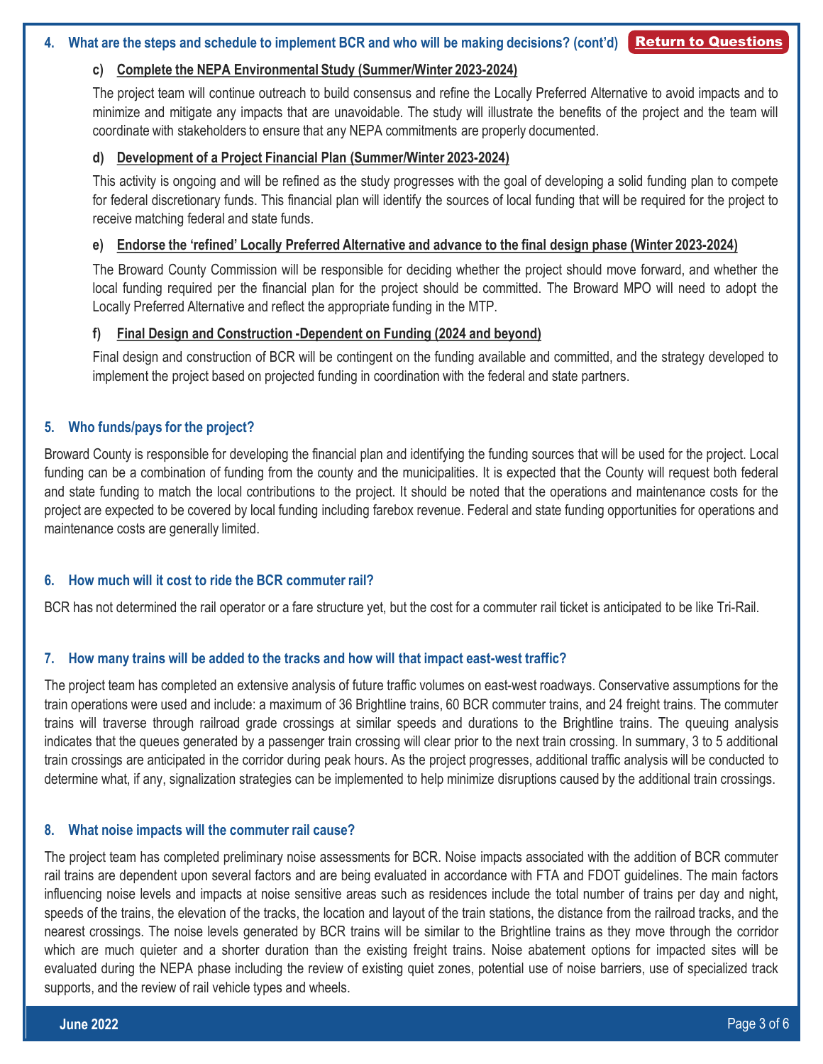### 4. What are the steps and schedule to implement BCR and who will be making decisions? (cont'd)

Return to Questions

**c) Complete the NEPA Environmental Study (Summer/Winter 2023-2024)**

The project team will continue outreach to build consensus and refine the Locally Preferred Alternative to avoid impacts and to minimize and mitigate any impacts that are unavoidable. The study will illustrate the benefits of the project and the team will coordinate with stakeholders to ensure that any NEPA commitments are properly documented.

**d) Development of a Project Financial Plan (Summer/Winter 2023-2024)**

This activity is ongoing and will be refined as the study progresses with the goal of developing a solid funding plan to compete for federal discretionary funds. This financial plan will identify the sources of local funding that will be required for the project to receive matching federal and state funds.

**e) Endorse the 'refined' Locally Preferred Alternative and advance to the final design phase (Winter 2023-2024)**

The Broward County Commission will be responsible for deciding whether the project should move forward, and whether the local funding required per the financial plan for the project should be committed. The Broward MPO will need to adopt the Locally Preferred Alternative and reflect the appropriate funding in the MTP.

**f) Final Design and Construction -Dependent on Funding (2024 and beyond)**

Final design and construction of BCR will be contingent on the funding available and committed, and the strategy developed to implement the project based on projected funding in coordination with the federal and state partners.

### 5. Who funds/pays for the project?

Broward County is responsible for developing the financial plan and identifying the funding sources that will be used for the project. Local funding can be a combination of funding from the county and the municipalities. It is expected that the County will request both federal and state funding to match the local contributions to the project. It should be noted that the operations and maintenance costs for the project are expected to be covered by local funding including farebox revenue. Federal and state funding opportunities for operations and maintenance costs are generally limited.

### 6. How much will it cost to ride the BCR commuter rail?

BCR has not determined the rail operator or a fare structure yet, but the cost for a commuter rail ticket is anticipated to be like Tri-Rail.

### 7. How many trains will be added to the tracks and how will that impact east-west traffic?

The project team has completed an extensive analysis of future traffic volumes on east-west roadways. Conservative assumptions for the train operations were used and include: a maximum of 36 Brightline trains, 60 BCR commuter trains, and 24 freight trains. The commuter trains will traverse through railroad grade crossings at similar speeds and durations to the Brightline trains. The queuing analysis indicates that the queues generated by a passenger train crossing will clear prior to the next train crossing. In summary, 3 to 5 additional train crossings are anticipated in the corridor during peak hours. As the project progresses, additional traffic analysis will be conducted to determine what, if any, signalization strategies can be implemented to help minimize disruptions caused by the additional train crossings.

### 8. What noise impacts will the commuter rail cause?

The project team has completed preliminary noise assessments for BCR. Noise impacts associated with the addition of BCR commuter rail trains are dependent upon several factors and are being evaluated in accordance with FTA and FDOT guidelines. The main factors influencing noise levels and impacts at noise sensitive areas such as residences include the total number of trains per day and night, speeds of the trains, the elevation of the tracks, the location and layout of the train stations, the distance from the railroad tracks, and the nearest crossings. The noise levels generated by BCR trains will be similar to the Brightline trains as they move through the corridor which are much quieter and a shorter duration than the existing freight trains. Noise abatement options for impacted sites will be evaluated during the NEPA phase including the review of existing quiet zones, potential use of noise barriers, use of specialized track supports, and the review of rail vehicle types and wheels.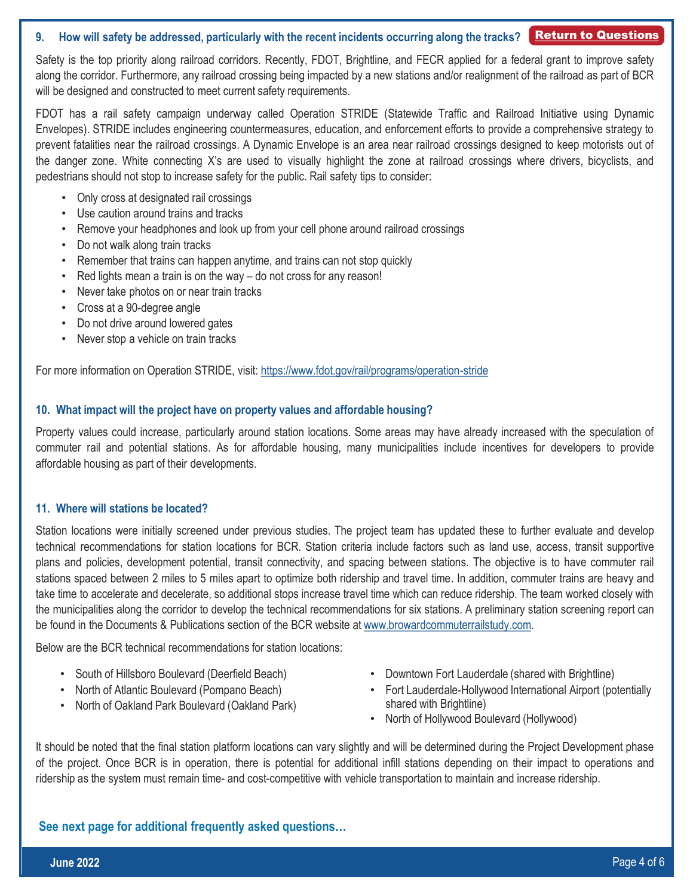### 9. How will safety be addressed, particularly with the recent incidents occurring along the tracks?

Return to Questions

Safety is the top priority along railroad corridors. Recently, FDOT, Brightline, and FECR applied for a federal grant to improve safety along the corridor. Furthermore, any railroad crossing being impacted by a new stations and/or realignment of the railroad as part of BCR will be designed and constructed to meet current safety requirements.

FDOT has a rail safety campaign underway called Operation STRIDE (Statewide Traffic and Railroad Initiative using Dynamic Envelopes). STRIDE includes engineering countermeasures, education, and enforcement efforts to provide a comprehensive strategy to prevent fatalities near the railroad crossings. A Dynamic Envelope is an area near railroad crossings designed to keep motorists out of the danger zone. White connecting X's are used to visually highlight the zone at railroad crossings where drivers, bicyclists, and pedestrians should not stop to increase safety for the public. Rail safety tips to consider:

- Only cross at designated rail crossings
- Use caution around trains and tracks
- Remove your headphones and look up from your cell phone around railroad crossings
- Do not walk along train tracks
- Remember that trains can happen anytime, and trains can not stop quickly
- Red lights mean a train is on the way – do not cross for any reason!
- Never take photos on or near train tracks
- Cross at a 90-degree angle
- Do not drive around lowered gates
- Never stop a vehicle on train tracks

For more information on Operation STRIDE, visit: https://www.fdot.gov/rail/programs/operation-stride

### 10. What impact will the project have on property values and affordable housing?

Property values could increase, particularly around station locations. Some areas may have already increased with the speculation of commuter rail and potential stations. As for affordable housing, many municipalities include incentives for developers to provide affordable housing as part of their developments.

### 11. Where will stations be located?

Station locations were initially screened under previous studies. The project team has updated these to further evaluate and develop technical recommendations for station locations for BCR. Station criteria include factors such as land use, access, transit supportive plans and policies, development potential, transit connectivity, and spacing between stations. The objective is to have commuter rail stations spaced between 2 miles to 5 miles apart to optimize both ridership and travel time. In addition, commuter trains are heavy and take time to accelerate and decelerate, so additional stops increase travel time which can reduce ridership. The team worked closely with the municipalities along the corridor to develop the technical recommendations for six stations. A preliminary station screening report can be found in the Documents & Publications section of the BCR website at www.browardcommuterrailstudy.com.

Below are the BCR technical recommendations for station locations:

- South of Hillsboro Boulevard (Deerfield Beach)
- North of Atlantic Boulevard (Pompano Beach)
- North of Oakland Park Boulevard (Oakland Park)
- Downtown Fort Lauderdale (shared with Brightline)
- Fort Lauderdale-Hollywood International Airport (potentially shared with Brightline)
- North of Hollywood Boulevard (Hollywood)

It should be noted that the final station platform locations can vary slightly and will be determined during the Project Development phase of the project. Once BCR is in operation, there is potential for additional infill stations depending on their impact to operations and ridership as the system must remain time- and cost-competitive with vehicle transportation to maintain and increase ridership.

**See next page for additional frequently asked questions…**

June 2022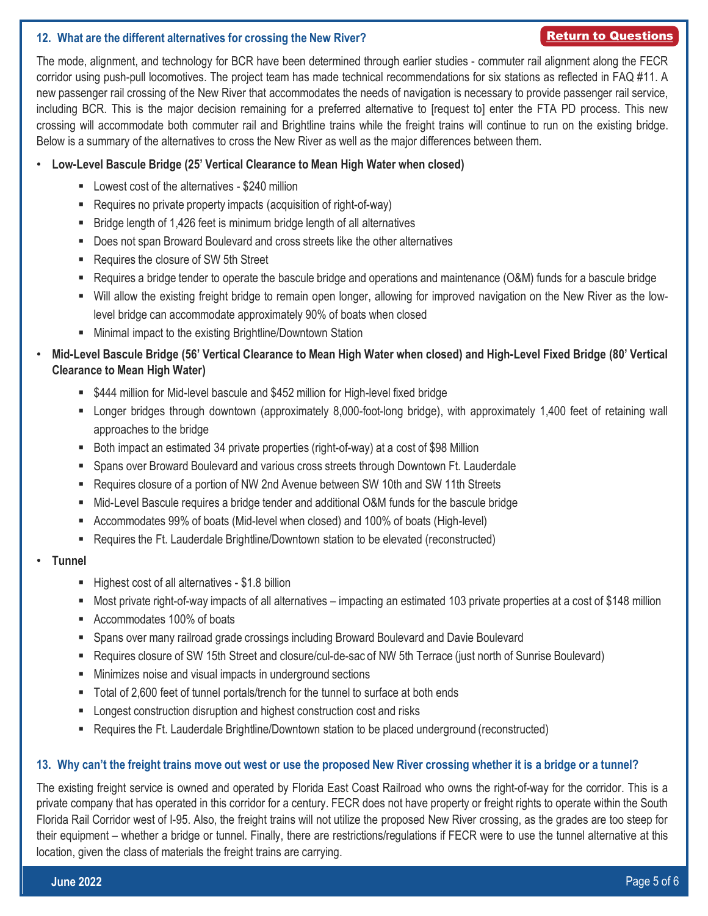### 12. What are the different alternatives for crossing the New River?

Return to Questions

The mode, alignment, and technology for BCR have been determined through earlier studies - commuter rail alignment along the FECR corridor using push-pull locomotives. The project team has made technical recommendations for six stations as reflected in FAQ #11. A new passenger rail crossing of the New River that accommodates the needs of navigation is necessary to provide passenger rail service, including BCR. This is the major decision remaining for a preferred alternative to [request to] enter the FTA PD process. This new crossing will accommodate both commuter rail and Brightline trains while the freight trains will continue to run on the existing bridge. Below is a summary of the alternatives to cross the New River as well as the major differences between them.

- **Low-Level Bascule Bridge (25' Vertical Clearance to Mean High Water when closed)**
  - Lowest cost of the alternatives - $240 million
  - Requires no private property impacts (acquisition of right-of-way)
  - Bridge length of 1,426 feet is minimum bridge length of all alternatives
  - Does not span Broward Boulevard and cross streets like the other alternatives
  - Requires the closure of SW 5th Street
  - Requires a bridge tender to operate the bascule bridge and operations and maintenance (O&M) funds for a bascule bridge
  - Will allow the existing freight bridge to remain open longer, allowing for improved navigation on the New River as the low-level bridge can accommodate approximately 90% of boats when closed
  - Minimal impact to the existing Brightline/Downtown Station
- **Mid-Level Bascule Bridge (56' Vertical Clearance to Mean High Water when closed) and High-Level Fixed Bridge (80' Vertical Clearance to Mean High Water)**
  - $444 million for Mid-level bascule and $452 million for High-level fixed bridge
  - Longer bridges through downtown (approximately 8,000-foot-long bridge), with approximately 1,400 feet of retaining wall approaches to the bridge
  - Both impact an estimated 34 private properties (right-of-way) at a cost of $98 Million
  - Spans over Broward Boulevard and various cross streets through Downtown Ft. Lauderdale
  - Requires closure of a portion of NW 2nd Avenue between SW 10th and SW 11th Streets
  - Mid-Level Bascule requires a bridge tender and additional O&M funds for the bascule bridge
  - Accommodates 99% of boats (Mid-level when closed) and 100% of boats (High-level)
  - Requires the Ft. Lauderdale Brightline/Downtown station to be elevated (reconstructed)
- **Tunnel**
  - Highest cost of all alternatives - $1.8 billion
  - Most private right-of-way impacts of all alternatives – impacting an estimated 103 private properties at a cost of $148 million
  - Accommodates 100% of boats
  - Spans over many railroad grade crossings including Broward Boulevard and Davie Boulevard
  - Requires closure of SW 15th Street and closure/cul-de-sac of NW 5th Terrace (just north of Sunrise Boulevard)
  - Minimizes noise and visual impacts in underground sections
  - Total of 2,600 feet of tunnel portals/trench for the tunnel to surface at both ends
  - Longest construction disruption and highest construction cost and risks
  - Requires the Ft. Lauderdale Brightline/Downtown station to be placed underground (reconstructed)

### 13. Why can't the freight trains move out west or use the proposed New River crossing whether it is a bridge or a tunnel?

The existing freight service is owned and operated by Florida East Coast Railroad who owns the right-of-way for the corridor. This is a private company that has operated in this corridor for a century. FECR does not have property or freight rights to operate within the South Florida Rail Corridor west of I-95. Also, the freight trains will not utilize the proposed New River crossing, as the grades are too steep for their equipment – whether a bridge or tunnel. Finally, there are restrictions/regulations if FECR were to use the tunnel alternative at this location, given the class of materials the freight trains are carrying.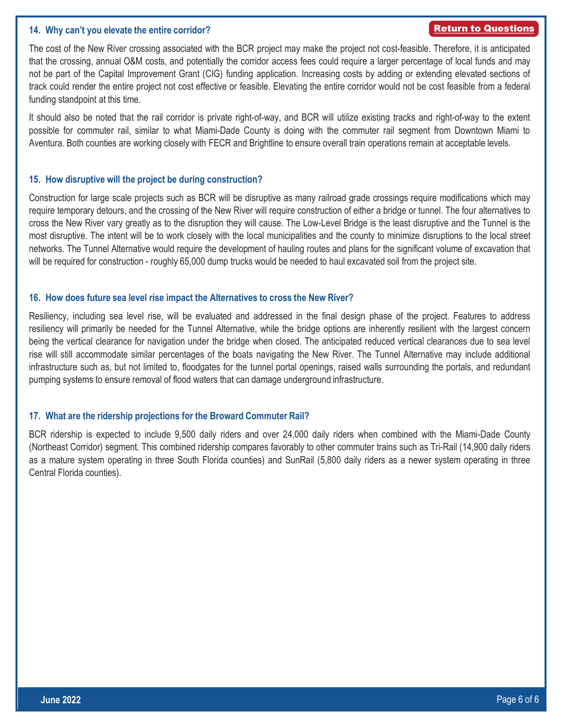### 14. Why can't you elevate the entire corridor?

Return to Questions

The cost of the New River crossing associated with the BCR project may make the project not cost-feasible. Therefore, it is anticipated that the crossing, annual O&M costs, and potentially the corridor access fees could require a larger percentage of local funds and may not be part of the Capital Improvement Grant (CIG) funding application. Increasing costs by adding or extending elevated sections of track could render the entire project not cost effective or feasible. Elevating the entire corridor would not be cost feasible from a federal funding standpoint at this time.

It should also be noted that the rail corridor is private right-of-way, and BCR will utilize existing tracks and right-of-way to the extent possible for commuter rail, similar to what Miami-Dade County is doing with the commuter rail segment from Downtown Miami to Aventura. Both counties are working closely with FECR and Brightline to ensure overall train operations remain at acceptable levels.

### 15. How disruptive will the project be during construction?

Construction for large scale projects such as BCR will be disruptive as many railroad grade crossings require modifications which may require temporary detours, and the crossing of the New River will require construction of either a bridge or tunnel. The four alternatives to cross the New River vary greatly as to the disruption they will cause. The Low-Level Bridge is the least disruptive and the Tunnel is the most disruptive. The intent will be to work closely with the local municipalities and the county to minimize disruptions to the local street networks. The Tunnel Alternative would require the development of hauling routes and plans for the significant volume of excavation that will be required for construction - roughly 65,000 dump trucks would be needed to haul excavated soil from the project site.

### 16. How does future sea level rise impact the Alternatives to cross the New River?

Resiliency, including sea level rise, will be evaluated and addressed in the final design phase of the project. Features to address resiliency will primarily be needed for the Tunnel Alternative, while the bridge options are inherently resilient with the largest concern being the vertical clearance for navigation under the bridge when closed. The anticipated reduced vertical clearances due to sea level rise will still accommodate similar percentages of the boats navigating the New River. The Tunnel Alternative may include additional infrastructure such as, but not limited to, floodgates for the tunnel portal openings, raised walls surrounding the portals, and redundant pumping systems to ensure removal of flood waters that can damage underground infrastructure.

### 17. What are the ridership projections for the Broward Commuter Rail?

BCR ridership is expected to include 9,500 daily riders and over 24,000 daily riders when combined with the Miami-Dade County (Northeast Corridor) segment. This combined ridership compares favorably to other commuter trains such as Tri-Rail (14,900 daily riders as a mature system operating in three South Florida counties) and SunRail (5,800 daily riders as a newer system operating in three Central Florida counties).